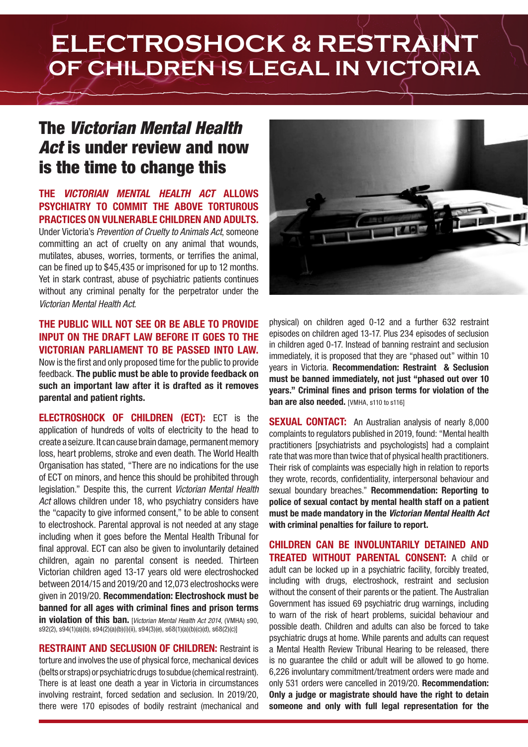# ELECTROSHOCK & RESTRAINT OF CHILDREN IS LEGAL IN VICTORIA

## The *Victorian Mental Health Act* is under review and now is the time to change this

**THE *VICTORIAN MENTAL HEALTH ACT* ALLOWS PSYCHIATRY TO COMMIT THE ABOVE TORTUROUS PRACTICES ON VULNERABLE CHILDREN AND ADULTS.** Under Victoria's *Prevention of Cruelty to Animals Act*, someone committing an act of cruelty on any animal that wounds, mutilates, abuses, worries, torments, or terrifies the animal, can be fined up to $45,435 or imprisoned for up to 12 months. Yet in stark contrast, abuse of psychiatric patients continues without any criminal penalty for the perpetrator under the *Victorian Mental Health Act*.

**THE PUBLIC WILL NOT SEE OR BE ABLE TO PROVIDE INPUT ON THE DRAFT LAW BEFORE IT GOES TO THE VICTORIAN PARLIAMENT TO BE PASSED INTO LAW.** Now is the first and only proposed time for the public to provide feedback. **The public must be able to provide feedback on such an important law after it is drafted as it removes parental and patient rights.**

**ELECTROSHOCK OF CHILDREN (ECT):** ECT is the application of hundreds of volts of electricity to the head to create a seizure. It can cause brain damage, permanent memory loss, heart problems, stroke and even death. The World Health Organisation has stated, "There are no indications for the use of ECT on minors, and hence this should be prohibited through legislation." Despite this, the current *Victorian Mental Health Act* allows children under 18, who psychiatry considers have the "capacity to give informed consent," to be able to consent to electroshock. Parental approval is not needed at any stage including when it goes before the Mental Health Tribunal for final approval. ECT can also be given to involuntarily detained children, again no parental consent is needed. Thirteen Victorian children aged 13-17 years old were electroshocked between 2014/15 and 2019/20 and 12,073 electroshocks were given in 2019/20. **Recommendation: Electroshock must be banned for all ages with criminal fines and prison terms in violation of this ban.** [*Victorian Mental Health Act 2014*, (VMHA) s90, s92(2), s94(1)(a)(b), s94(2)(a)(b)(i)(ii), s94(3)(e), s68(1)(a)(b)(c)(d), s68(2)(c)]

**RESTRAINT AND SECLUSION OF CHILDREN:** Restraint is torture and involves the use of physical force, mechanical devices (belts or straps) or psychiatric drugs to subdue (chemical restraint). There is at least one death a year in Victoria in circumstances involving restraint, forced sedation and seclusion. In 2019/20, there were 170 episodes of bodily restraint (mechanical and physical) on children aged 0-12 and a further 632 restraint episodes on children aged 13-17. Plus 234 episodes of seclusion in children aged 0-17. Instead of banning restraint and seclusion immediately, it is proposed that they are "phased out" within 10 years in Victoria. **Recommendation: Restraint & Seclusion must be banned immediately, not just "phased out over 10 years." Criminal fines and prison terms for violation of the ban are also needed.** [VMHA, s110 to s116]

**SEXUAL CONTACT:** An Australian analysis of nearly 8,000 complaints to regulators published in 2019, found: "Mental health practitioners [psychiatrists and psychologists] had a complaint rate that was more than twice that of physical health practitioners. Their risk of complaints was especially high in relation to reports they wrote, records, confidentiality, interpersonal behaviour and sexual boundary breaches." **Recommendation: Reporting to police of sexual contact by mental health staff on a patient must be made mandatory in the *Victorian Mental Health Act* with criminal penalties for failure to report.**

**CHILDREN CAN BE INVOLUNTARILY DETAINED AND TREATED WITHOUT PARENTAL CONSENT:** A child or adult can be locked up in a psychiatric facility, forcibly treated, including with drugs, electroshock, restraint and seclusion without the consent of their parents or the patient. The Australian Government has issued 69 psychiatric drug warnings, including to warn of the risk of heart problems, suicidal behaviour and possible death. Children and adults can also be forced to take psychiatric drugs at home. While parents and adults can request a Mental Health Review Tribunal Hearing to be released, there is no guarantee the child or adult will be allowed to go home. 6,226 involuntary commitment/treatment orders were made and only 531 orders were cancelled in 2019/20. **Recommendation: Only a judge or magistrate should have the right to detain someone and only with full legal representation for the**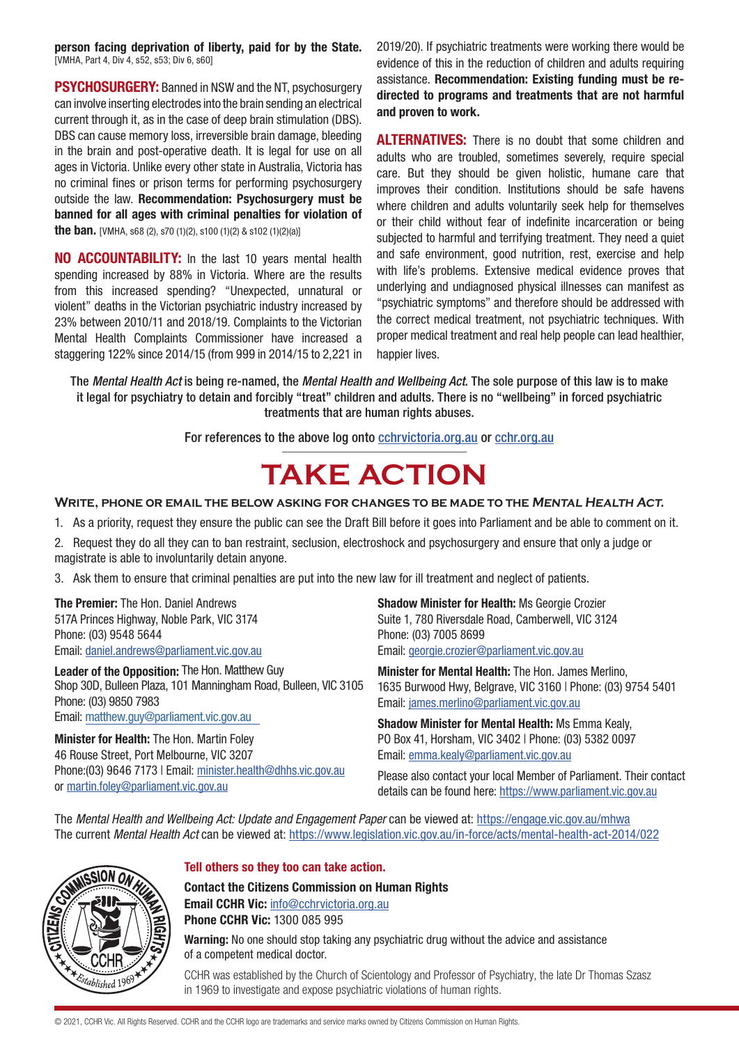**person facing deprivation of liberty, paid for by the State.** [VMHA, Part 4, Div 4, s52, s53; Div 6, s60]

**PSYCHOSURGERY:** Banned in NSW and the NT, psychosurgery can involve inserting electrodes into the brain sending an electrical current through it, as in the case of deep brain stimulation (DBS). DBS can cause memory loss, irreversible brain damage, bleeding in the brain and post-operative death. It is legal for use on all ages in Victoria. Unlike every other state in Australia, Victoria has no criminal fines or prison terms for performing psychosurgery outside the law. **Recommendation: Psychosurgery must be banned for all ages with criminal penalties for violation of the ban.** [VMHA, s68 (2), s70 (1)(2), s100 (1)(2) & s102 (1)(2)(a)]

**NO ACCOUNTABILITY:** In the last 10 years mental health spending increased by 88% in Victoria. Where are the results from this increased spending? "Unexpected, unnatural or violent" deaths in the Victorian psychiatric industry increased by 23% between 2010/11 and 2018/19. Complaints to the Victorian Mental Health Complaints Commissioner have increased a staggering 122% since 2014/15 (from 999 in 2014/15 to 2,221 in 2019/20). If psychiatric treatments were working there would be evidence of this in the reduction of children and adults requiring assistance. **Recommendation: Existing funding must be re-directed to programs and treatments that are not harmful and proven to work.**

**ALTERNATIVES:** There is no doubt that some children and adults who are troubled, sometimes severely, require special care. But they should be given holistic, humane care that improves their condition. Institutions should be safe havens where children and adults voluntarily seek help for themselves or their child without fear of indefinite incarceration or being subjected to harmful and terrifying treatment. They need a quiet and safe environment, good nutrition, rest, exercise and help with life's problems. Extensive medical evidence proves that underlying and undiagnosed physical illnesses can manifest as "psychiatric symptoms" and therefore should be addressed with the correct medical treatment, not psychiatric techniques. With proper medical treatment and real help people can lead healthier, happier lives.

The *Mental Health Act* is being re-named, the *Mental Health and Wellbeing Act*. The sole purpose of this law is to make it legal for psychiatry to detain and forcibly "treat" children and adults. There is no "wellbeing" in forced psychiatric treatments that are human rights abuses.

For references to the above log onto cchrvictoria.org.au or cchr.org.au

# TAKE ACTION

**Write, phone or email the below asking for changes to be made to the *Mental Health Act*.**

1. As a priority, request they ensure the public can see the Draft Bill before it goes into Parliament and be able to comment on it.
2. Request they do all they can to ban restraint, seclusion, electroshock and psychosurgery and ensure that only a judge or magistrate is able to involuntarily detain anyone.
3. Ask them to ensure that criminal penalties are put into the new law for ill treatment and neglect of patients.

**The Premier:** The Hon. Daniel Andrews
517A Princes Highway, Noble Park, VIC 3174
Phone: (03) 9548 5644
Email: daniel.andrews@parliament.vic.gov.au

**Leader of the Opposition:** The Hon. Matthew Guy
Shop 30D, Bulleen Plaza, 101 Manningham Road, Bulleen, VIC 3105
Phone: (03) 9850 7983
Email: matthew.guy@parliament.vic.gov.au

**Minister for Health:** The Hon. Martin Foley
46 Rouse Street, Port Melbourne, VIC 3207
Phone:(03) 9646 7173 | Email: minister.health@dhhs.vic.gov.au or martin.foley@parliament.vic.gov.au

**Shadow Minister for Health:** Ms Georgie Crozier
Suite 1, 780 Riversdale Road, Camberwell, VIC 3124
Phone: (03) 7005 8699
Email: georgie.crozier@parliament.vic.gov.au

**Minister for Mental Health:** The Hon. James Merlino,
1635 Burwood Hwy, Belgrave, VIC 3160 | Phone: (03) 9754 5401
Email: james.merlino@parliament.vic.gov.au

**Shadow Minister for Mental Health:** Ms Emma Kealy,
PO Box 41, Horsham, VIC 3402 | Phone: (03) 5382 0097
Email: emma.kealy@parliament.vic.gov.au

Please also contact your local Member of Parliament. Their contact details can be found here: https://www.parliament.vic.gov.au

The *Mental Health and Wellbeing Act: Update and Engagement Paper* can be viewed at: https://engage.vic.gov.au/mhwa
The current *Mental Health Act* can be viewed at: https://www.legislation.vic.gov.au/in-force/acts/mental-health-act-2014/022

**Tell others so they too can take action.**

**Contact the Citizens Commission on Human Rights**
**Email CCHR Vic:** info@cchrvictoria.org.au
**Phone CCHR Vic:** 1300 085 995

**Warning:** No one should stop taking any psychiatric drug without the advice and assistance of a competent medical doctor.

CCHR was established by the Church of Scientology and Professor of Psychiatry, the late Dr Thomas Szasz in 1969 to investigate and expose psychiatric violations of human rights.

© 2021, CCHR Vic. All Rights Reserved. CCHR and the CCHR logo are trademarks and service marks owned by Citizens Commission on Human Rights.